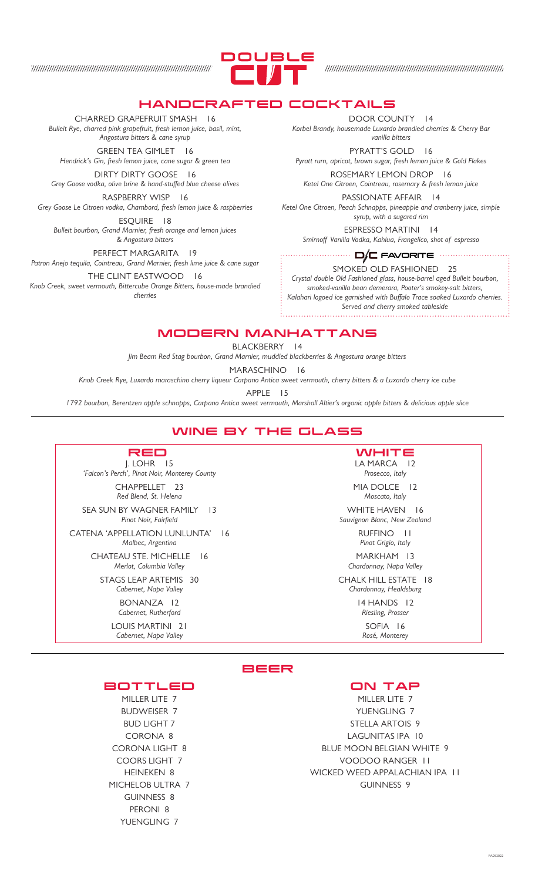# DOUBLE CUT

## HANDCRAFTED COCKTAILS

CHARRED GRAPEFRUIT SMASH 16
*Bulleit Rye, charred pink grapefruit, fresh lemon juice, basil, mint, Angostura bitters & cane syrup*

GREEN TEA GIMLET 16
*Hendrick's Gin, fresh lemon juice, cane sugar & green tea*

DIRTY DIRTY GOOSE 16
*Grey Goose vodka, olive brine & hand-stuffed blue cheese olives*

RASPBERRY WISP 16
*Grey Goose Le Citroen vodka, Chambord, fresh lemon juice & raspberries*

ESQUIRE 18
*Bulleit bourbon, Grand Marnier, fresh orange and lemon juices & Angostura bitters*

PERFECT MARGARITA 19
*Patron Anejo tequila, Cointreau, Grand Marnier, fresh lime juice & cane sugar*

THE CLINT EASTWOOD 16
*Knob Creek, sweet vermouth, Bittercube Orange Bitters, house-made brandied cherries*

DOOR COUNTY 14
*Korbel Brandy, housemade Luxardo brandied cherries & Cherry Bar vanilla bitters*

PYRATT'S GOLD 16
*Pyratt rum, apricot, brown sugar, fresh lemon juice & Gold Flakes*

ROSEMARY LEMON DROP 16
*Ketel One Citroen, Cointreau, rosemary & fresh lemon juice*

PASSIONATE AFFAIR 14
*Ketel One Citroen, Peach Schnapps, pineapple and cranberry juice, simple syrup, with a sugared rim*

ESPRESSO MARTINI 14
*Smirnoff Vanilla Vodka, Kahlua, Frangelico, shot of espresso*

### D/C FAVORITE

SMOKED OLD FASHIONED 25
*Crystal double Old Fashioned glass, house-barrel aged Bulleit bourbon, smoked-vanilla bean demerara, Pooter's smokey-salt bitters, Kalahari logoed ice garnished with Buffalo Trace soaked Luxardo cherries. Served and cherry smoked tableside*

## MODERN MANHATTANS

BLACKBERRY 14
*Jim Beam Red Stag bourbon, Grand Marnier, muddled blackberries & Angostura orange bitters*

MARASCHINO 16
*Knob Creek Rye, Luxardo maraschino cherry liqueur Carpano Antica sweet vermouth, cherry bitters & a Luxardo cherry ice cube*

APPLE 15
*1792 bourbon, Berentzen apple schnapps, Carpano Antica sweet vermouth, Marshall Altier's organic apple bitters & delicious apple slice*

## WINE BY THE GLASS

### RED

J. LOHR 15
*'Falcon's Perch', Pinot Noir, Monterey County*

CHAPPELLET 23
*Red Blend, St. Helena*

SEA SUN BY WAGNER FAMILY 13
*Pinot Noir, Fairfield*

CATENA 'APPELLATION LUNLUNTA' 16
*Malbec, Argentina*

CHATEAU STE. MICHELLE 16
*Merlot, Columbia Valley*

STAGS LEAP ARTEMIS 30
*Cabernet, Napa Valley*

BONANZA 12
*Cabernet, Rutherford*

LOUIS MARTINI 21
*Cabernet, Napa Valley*

### WHITE

LA MARCA 12
*Prosecco, Italy*

MIA DOLCE 12
*Moscato, Italy*

WHITE HAVEN 16
*Sauvignon Blanc, New Zealand*

RUFFINO 11
*Pinot Grigio, Italy*

MARKHAM 13
*Chardonnay, Napa Valley*

CHALK HILL ESTATE 18
*Chardonnay, Healdsburg*

14 HANDS 12
*Riesling, Prosser*

SOFIA 16
*Rosé, Monterey*

## BEER

### BOTTLED

MILLER LITE 7
BUDWEISER 7
BUD LIGHT 7
CORONA 8
CORONA LIGHT 8
COORS LIGHT 7
HEINEKEN 8
MICHELOB ULTRA 7
GUINNESS 8
PERONI 8
YUENGLING 7

### ON TAP

MILLER LITE 7
YUENGLING 7
STELLA ARTOIS 9
LAGUNITAS IPA 10
BLUE MOON BELGIAN WHITE 9
VOODOO RANGER 11
WICKED WEED APPALACHIAN IPA 11
GUINNESS 9

PA052022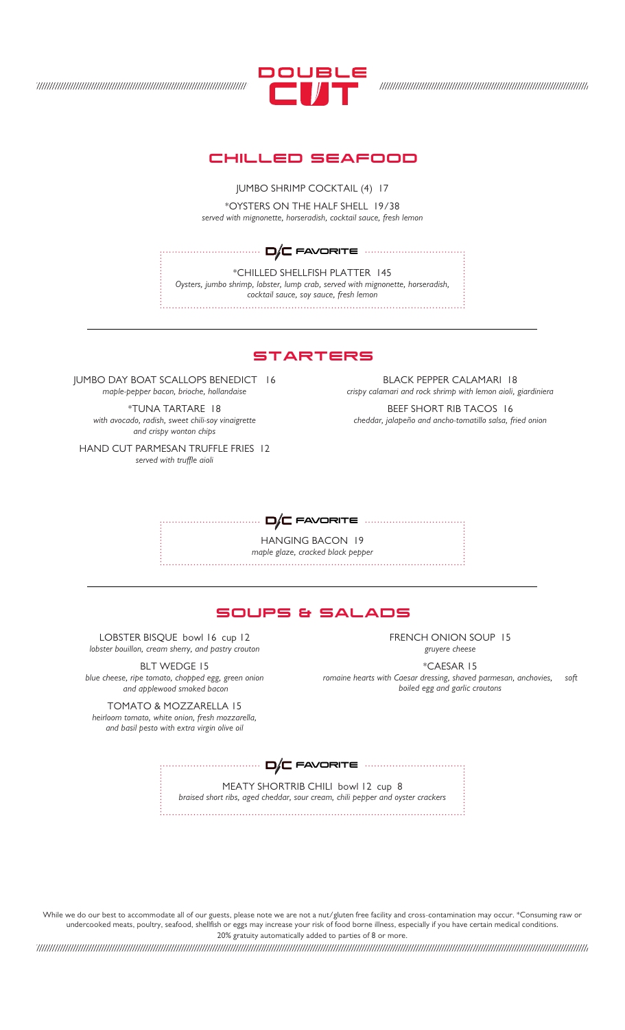# DOUBLE CUT

## CHILLED SEAFOOD

JUMBO SHRIMP COCKTAIL (4) 17

*OYSTERS ON THE HALF SHELL 19/38
*served with mignonette, horseradish, cocktail sauce, fresh lemon*

**D/C FAVORITE**

*CHILLED SHELLFISH PLATTER 145
*Oysters, jumbo shrimp, lobster, lump crab, served with mignonette, horseradish, cocktail sauce, soy sauce, fresh lemon*

## STARTERS

JUMBO DAY BOAT SCALLOPS BENEDICT 16
*maple-pepper bacon, brioche, hollandaise*

*TUNA TARTARE 18
*with avocado, radish, sweet chili-soy vinaigrette and crispy wonton chips*

HAND CUT PARMESAN TRUFFLE FRIES 12
*served with truffle aioli*

BLACK PEPPER CALAMARI 18
*crispy calamari and rock shrimp with lemon aioli, giardiniera*

BEEF SHORT RIB TACOS 16
*cheddar, jalapeño and ancho-tomatillo salsa, fried onion*

**D/C FAVORITE**

HANGING BACON 19
*maple glaze, cracked black pepper*

## SOUPS & SALADS

LOBSTER BISQUE bowl 16 cup 12
*lobster bouillon, cream sherry, and pastry crouton*

BLT WEDGE 15
*blue cheese, ripe tomato, chopped egg, green onion and applewood smoked bacon*

TOMATO & MOZZARELLA 15
*heirloom tomato, white onion, fresh mozzarella, and basil pesto with extra virgin olive oil*

FRENCH ONION SOUP 15
*gruyere cheese*

*CAESAR 15
*romaine hearts with Caesar dressing, shaved parmesan, anchovies, soft boiled egg and garlic croutons*

**D/C FAVORITE**

MEATY SHORTRIB CHILI bowl 12 cup 8
*braised short ribs, aged cheddar, sour cream, chili pepper and oyster crackers*

While we do our best to accommodate all of our guests, please note we are not a nut/gluten free facility and cross-contamination may occur. *Consuming raw or undercooked meats, poultry, seafood, shellfish or eggs may increase your risk of food borne illness, especially if you have certain medical conditions.
20% gratuity automatically added to parties of 8 or more.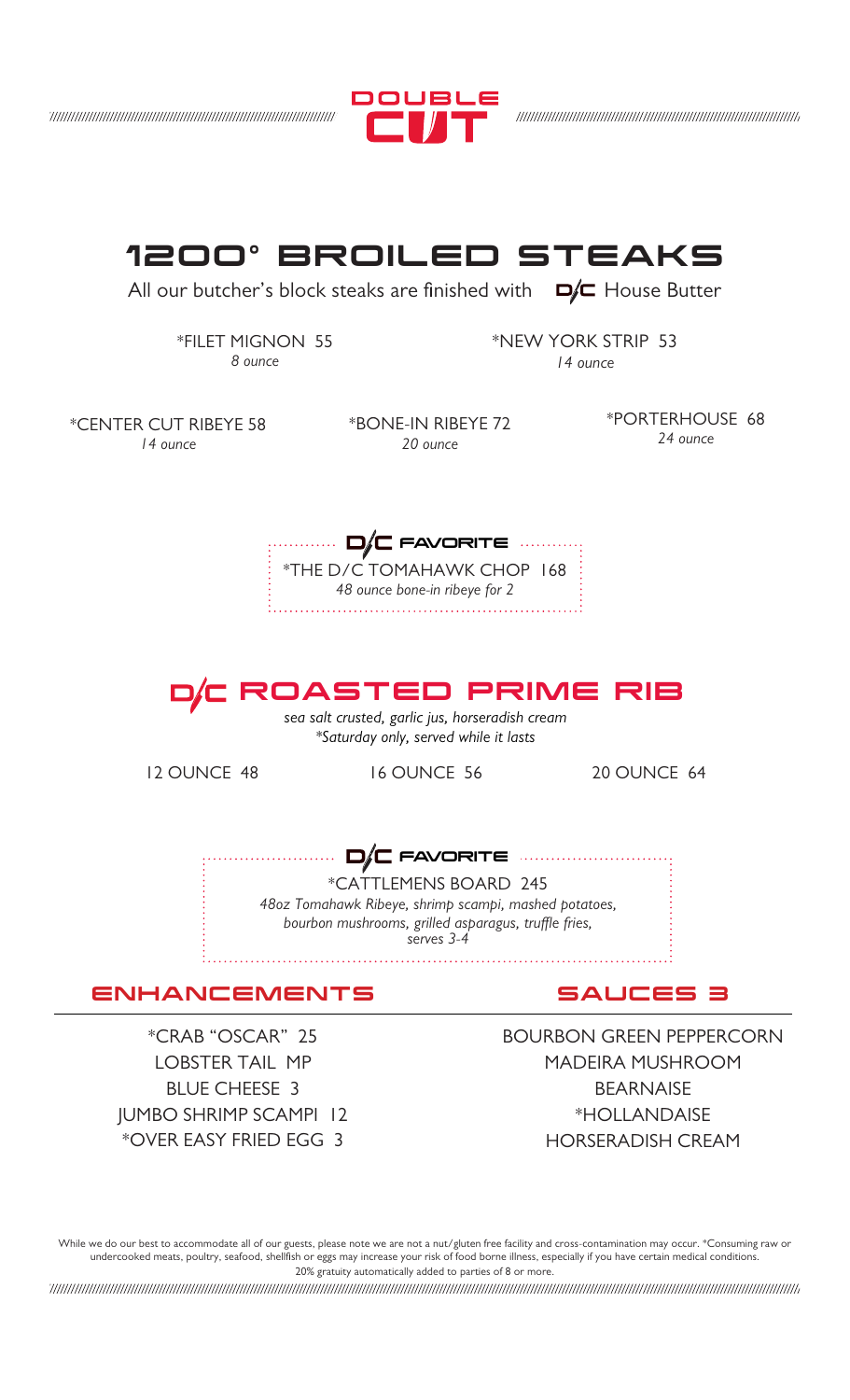DOUBLE CUT

# 1200° BROILED STEAKS

All our butcher's block steaks are finished with D/C House Butter

*FILET MIGNON 55
*8 ounce*

*NEW YORK STRIP 53
*14 ounce*

*CENTER CUT RIBEYE 58
*14 ounce*

*BONE-IN RIBEYE 72
*20 ounce*

*PORTERHOUSE 68
*24 ounce*

### D/C FAVORITE

*THE D/C TOMAHAWK CHOP 168
*48 ounce bone-in ribeye for 2*

# D/C ROASTED PRIME RIB

*sea salt crusted, garlic jus, horseradish cream*
*Saturday only, served while it lasts*

12 OUNCE 48

16 OUNCE 56

20 OUNCE 64

### D/C FAVORITE

*CATTLEMENS BOARD 245
*48oz Tomahawk Ribeye, shrimp scampi, mashed potatoes, bourbon mushrooms, grilled asparagus, truffle fries, serves 3-4*

## ENHANCEMENTS

*CRAB "OSCAR" 25
LOBSTER TAIL MP
BLUE CHEESE 3
JUMBO SHRIMP SCAMPI 12
*OVER EASY FRIED EGG 3

## SAUCES 3

BOURBON GREEN PEPPERCORN
MADEIRA MUSHROOM
BEARNAISE
*HOLLANDAISE
HORSERADISH CREAM

While we do our best to accommodate all of our guests, please note we are not a nut/gluten free facility and cross-contamination may occur. *Consuming raw or undercooked meats, poultry, seafood, shellfish or eggs may increase your risk of food borne illness, especially if you have certain medical conditions.
20% gratuity automatically added to parties of 8 or more.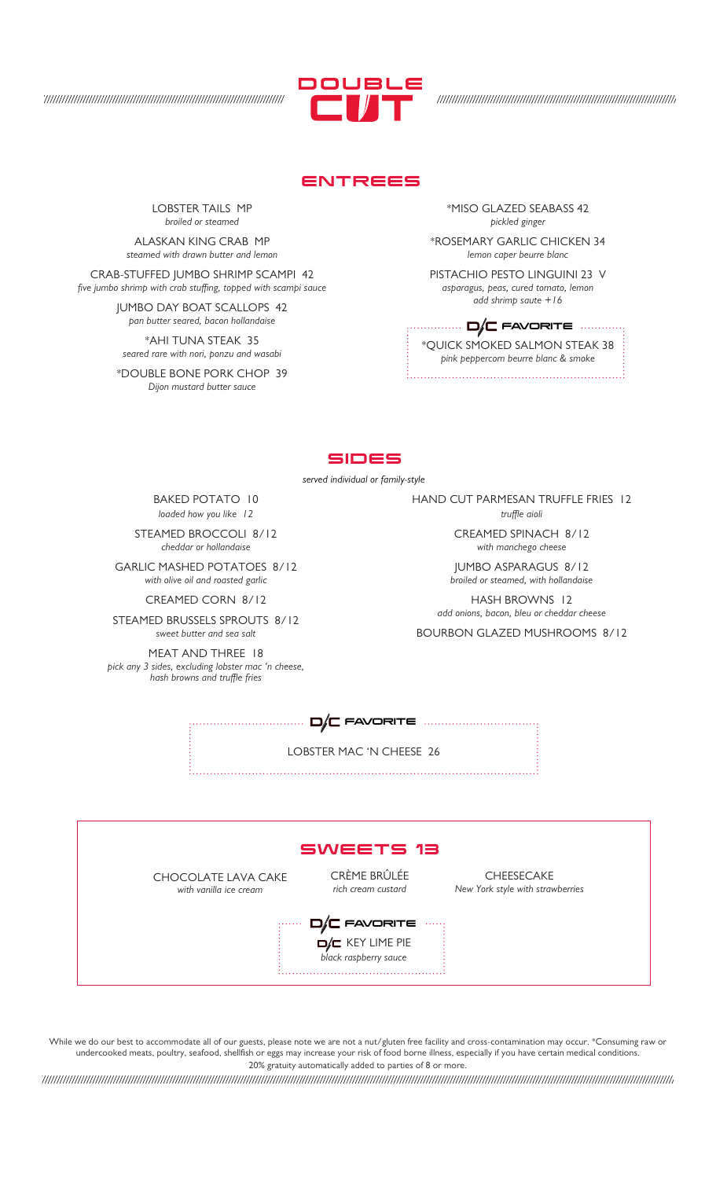# DOUBLE CUT

## ENTREES

LOBSTER TAILS MP
*broiled or steamed*

ALASKAN KING CRAB MP
*steamed with drawn butter and lemon*

CRAB-STUFFED JUMBO SHRIMP SCAMPI 42
*five jumbo shrimp with crab stuffing, topped with scampi sauce*

JUMBO DAY BOAT SCALLOPS 42
*pan butter seared, bacon hollandaise*

*AHI TUNA STEAK 35
*seared rare with nori, ponzu and wasabi*

*DOUBLE BONE PORK CHOP 39
*Dijon mustard butter sauce*

*MISO GLAZED SEABASS 42
*pickled ginger*

*ROSEMARY GARLIC CHICKEN 34
*lemon caper beurre blanc*

PISTACHIO PESTO LINGUINI 23 V
*asparagus, peas, cured tomato, lemon*
*add shrimp saute +16*

**D/C FAVORITE**

*QUICK SMOKED SALMON STEAK 38
*pink peppercorn beurre blanc & smoke*

## SIDES

*served individual or family-style*

BAKED POTATO 10
*loaded how you like 12*

STEAMED BROCCOLI 8/12
*cheddar or hollandaise*

GARLIC MASHED POTATOES 8/12
*with olive oil and roasted garlic*

CREAMED CORN 8/12

STEAMED BRUSSELS SPROUTS 8/12
*sweet butter and sea salt*

MEAT AND THREE 18
*pick any 3 sides, excluding lobster mac 'n cheese, hash browns and truffle fries*

HAND CUT PARMESAN TRUFFLE FRIES 12
*truffle aioli*

CREAMED SPINACH 8/12
*with manchego cheese*

JUMBO ASPARAGUS 8/12
*broiled or steamed, with hollandaise*

HASH BROWNS 12
*add onions, bacon, bleu or cheddar cheese*

BOURBON GLAZED MUSHROOMS 8/12

**D/C FAVORITE**

LOBSTER MAC 'N CHEESE 26

## SWEETS 13

CHOCOLATE LAVA CAKE
*with vanilla ice cream*

CRÈME BRÛLÉE
*rich cream custard*

CHEESECAKE
*New York style with strawberries*

**D/C FAVORITE**

D/C KEY LIME PIE
*black raspberry sauce*

While we do our best to accommodate all of our guests, please note we are not a nut/gluten free facility and cross-contamination may occur. *Consuming raw or undercooked meats, poultry, seafood, shellfish or eggs may increase your risk of food borne illness, especially if you have certain medical conditions. 20% gratuity automatically added to parties of 8 or more.